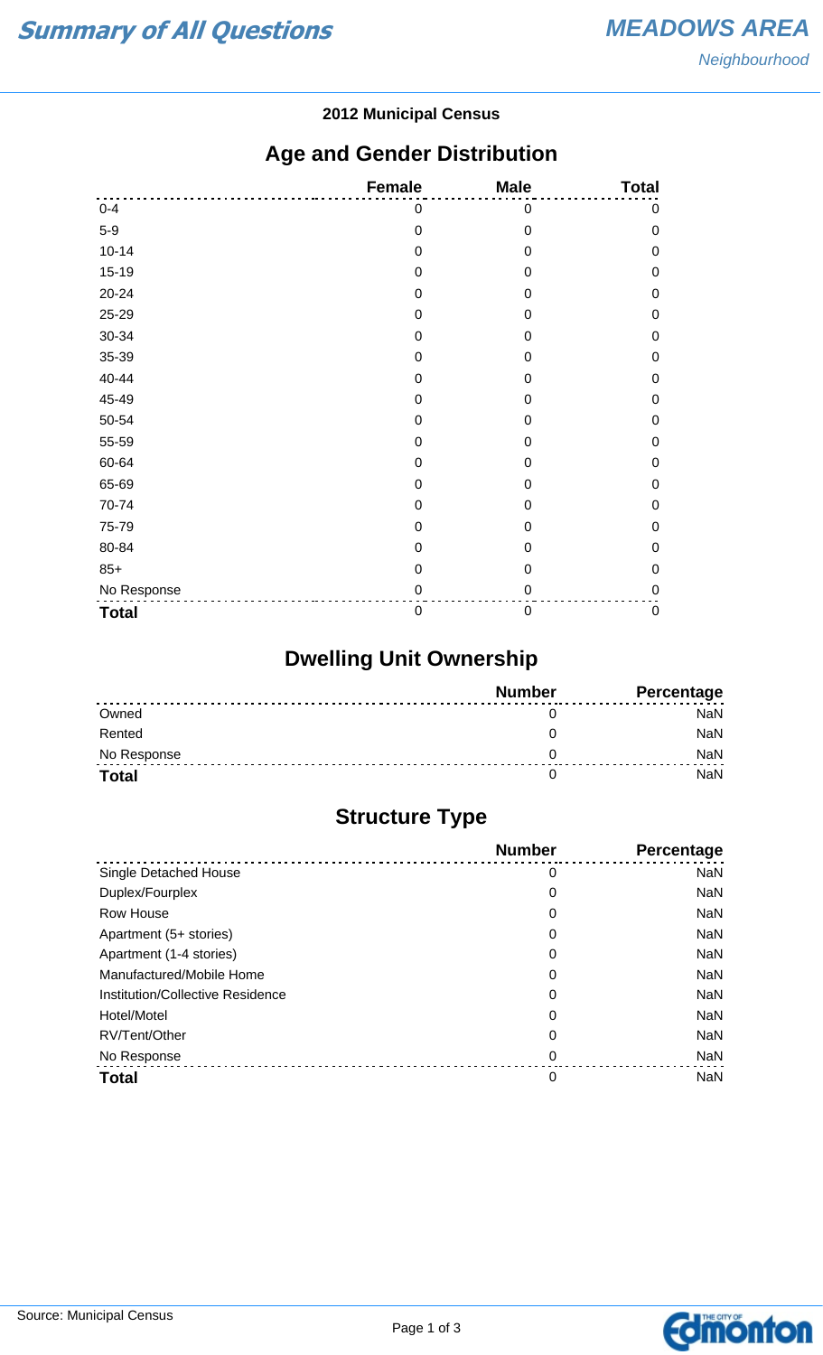# Summary of All Questions

## MEADOWS AREA

*Neighbourhood*

**2012 Municipal Census**

## Age and Gender Distribution

| | Female | Male | Total |
|---|---|---|---|
| 0-4 | 0 | 0 | 0 |
| 5-9 | 0 | 0 | 0 |
| 10-14 | 0 | 0 | 0 |
| 15-19 | 0 | 0 | 0 |
| 20-24 | 0 | 0 | 0 |
| 25-29 | 0 | 0 | 0 |
| 30-34 | 0 | 0 | 0 |
| 35-39 | 0 | 0 | 0 |
| 40-44 | 0 | 0 | 0 |
| 45-49 | 0 | 0 | 0 |
| 50-54 | 0 | 0 | 0 |
| 55-59 | 0 | 0 | 0 |
| 60-64 | 0 | 0 | 0 |
| 65-69 | 0 | 0 | 0 |
| 70-74 | 0 | 0 | 0 |
| 75-79 | 0 | 0 | 0 |
| 80-84 | 0 | 0 | 0 |
| 85+ | 0 | 0 | 0 |
| No Response | 0 | 0 | 0 |
| **Total** | 0 | 0 | 0 |

## Dwelling Unit Ownership

| | Number | Percentage |
|---|---|---|
| Owned | 0 | NaN |
| Rented | 0 | NaN |
| No Response | 0 | NaN |
| **Total** | 0 | NaN |

## Structure Type

| | Number | Percentage |
|---|---|---|
| Single Detached House | 0 | NaN |
| Duplex/Fourplex | 0 | NaN |
| Row House | 0 | NaN |
| Apartment (5+ stories) | 0 | NaN |
| Apartment (1-4 stories) | 0 | NaN |
| Manufactured/Mobile Home | 0 | NaN |
| Institution/Collective Residence | 0 | NaN |
| Hotel/Motel | 0 | NaN |
| RV/Tent/Other | 0 | NaN |
| No Response | 0 | NaN |
| **Total** | 0 | NaN |

Source: Municipal Census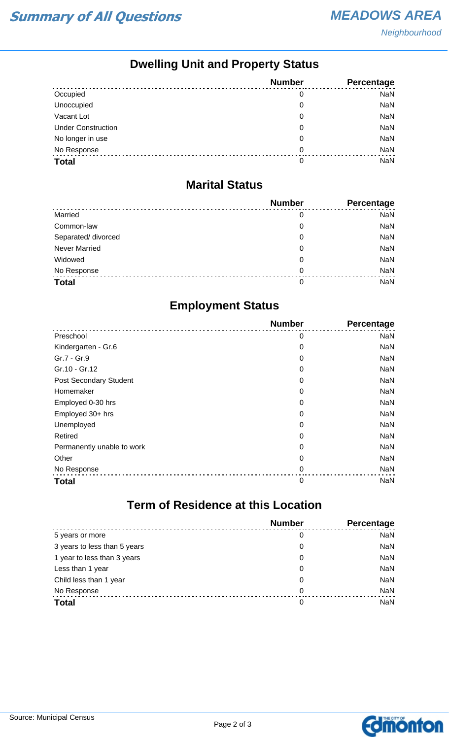# Summary of All Questions

**MEADOWS AREA**
*Neighbourhood*

## Dwelling Unit and Property Status

| | Number | Percentage |
|---|---|---|
| Occupied | 0 | NaN |
| Unoccupied | 0 | NaN |
| Vacant Lot | 0 | NaN |
| Under Construction | 0 | NaN |
| No longer in use | 0 | NaN |
| No Response | 0 | NaN |
| **Total** | 0 | NaN |

## Marital Status

| | Number | Percentage |
|---|---|---|
| Married | 0 | NaN |
| Common-law | 0 | NaN |
| Separated/ divorced | 0 | NaN |
| Never Married | 0 | NaN |
| Widowed | 0 | NaN |
| No Response | 0 | NaN |
| **Total** | 0 | NaN |

## Employment Status

| | Number | Percentage |
|---|---|---|
| Preschool | 0 | NaN |
| Kindergarten - Gr.6 | 0 | NaN |
| Gr.7 - Gr.9 | 0 | NaN |
| Gr.10 - Gr.12 | 0 | NaN |
| Post Secondary Student | 0 | NaN |
| Homemaker | 0 | NaN |
| Employed 0-30 hrs | 0 | NaN |
| Employed 30+ hrs | 0 | NaN |
| Unemployed | 0 | NaN |
| Retired | 0 | NaN |
| Permanently unable to work | 0 | NaN |
| Other | 0 | NaN |
| No Response | 0 | NaN |
| **Total** | 0 | NaN |

## Term of Residence at this Location

| | Number | Percentage |
|---|---|---|
| 5 years or more | 0 | NaN |
| 3 years to less than 5 years | 0 | NaN |
| 1 year to less than 3 years | 0 | NaN |
| Less than 1 year | 0 | NaN |
| Child less than 1 year | 0 | NaN |
| No Response | 0 | NaN |
| **Total** | 0 | NaN |

Source: Municipal Census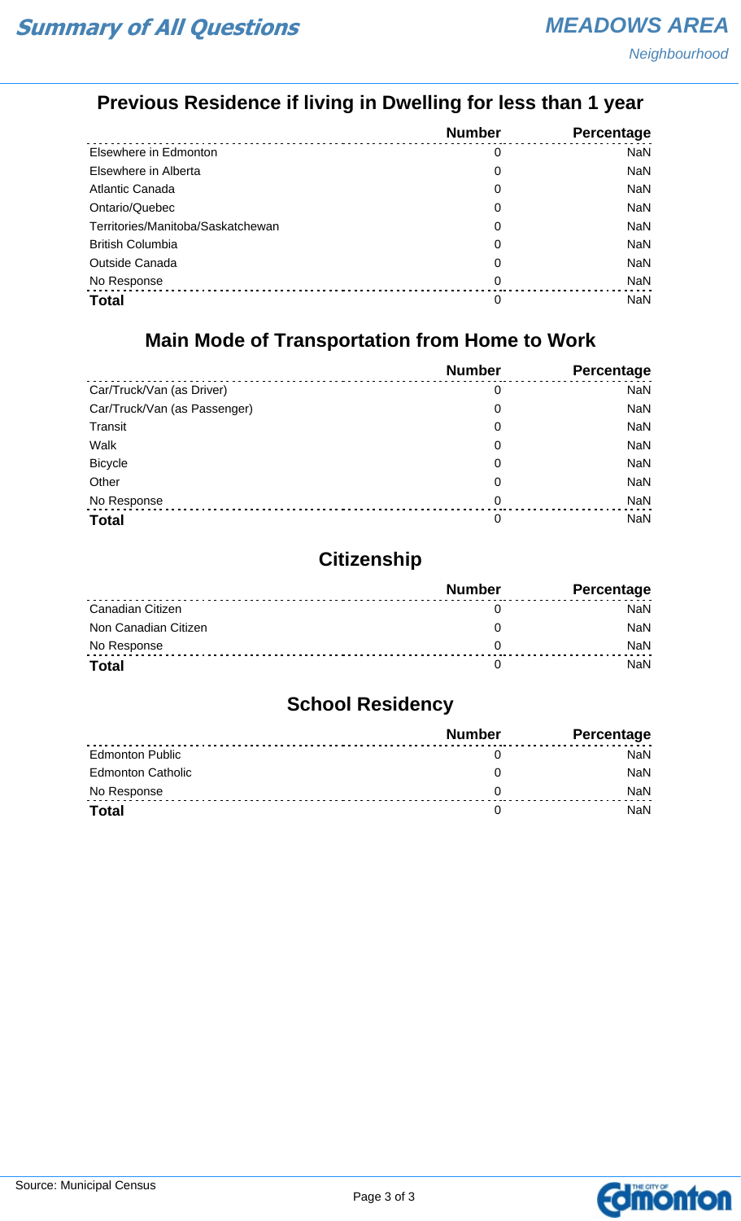# Summary of All Questions

**MEADOWS AREA**
*Neighbourhood*

## Previous Residence if living in Dwelling for less than 1 year

| | Number | Percentage |
|---|---|---|
| Elsewhere in Edmonton | 0 | NaN |
| Elsewhere in Alberta | 0 | NaN |
| Atlantic Canada | 0 | NaN |
| Ontario/Quebec | 0 | NaN |
| Territories/Manitoba/Saskatchewan | 0 | NaN |
| British Columbia | 0 | NaN |
| Outside Canada | 0 | NaN |
| No Response | 0 | NaN |
| **Total** | 0 | NaN |

## Main Mode of Transportation from Home to Work

| | Number | Percentage |
|---|---|---|
| Car/Truck/Van (as Driver) | 0 | NaN |
| Car/Truck/Van (as Passenger) | 0 | NaN |
| Transit | 0 | NaN |
| Walk | 0 | NaN |
| Bicycle | 0 | NaN |
| Other | 0 | NaN |
| No Response | 0 | NaN |
| **Total** | 0 | NaN |

## Citizenship

| | Number | Percentage |
|---|---|---|
| Canadian Citizen | 0 | NaN |
| Non Canadian Citizen | 0 | NaN |
| No Response | 0 | NaN |
| **Total** | 0 | NaN |

## School Residency

| | Number | Percentage |
|---|---|---|
| Edmonton Public | 0 | NaN |
| Edmonton Catholic | 0 | NaN |
| No Response | 0 | NaN |
| **Total** | 0 | NaN |

Source: Municipal Census